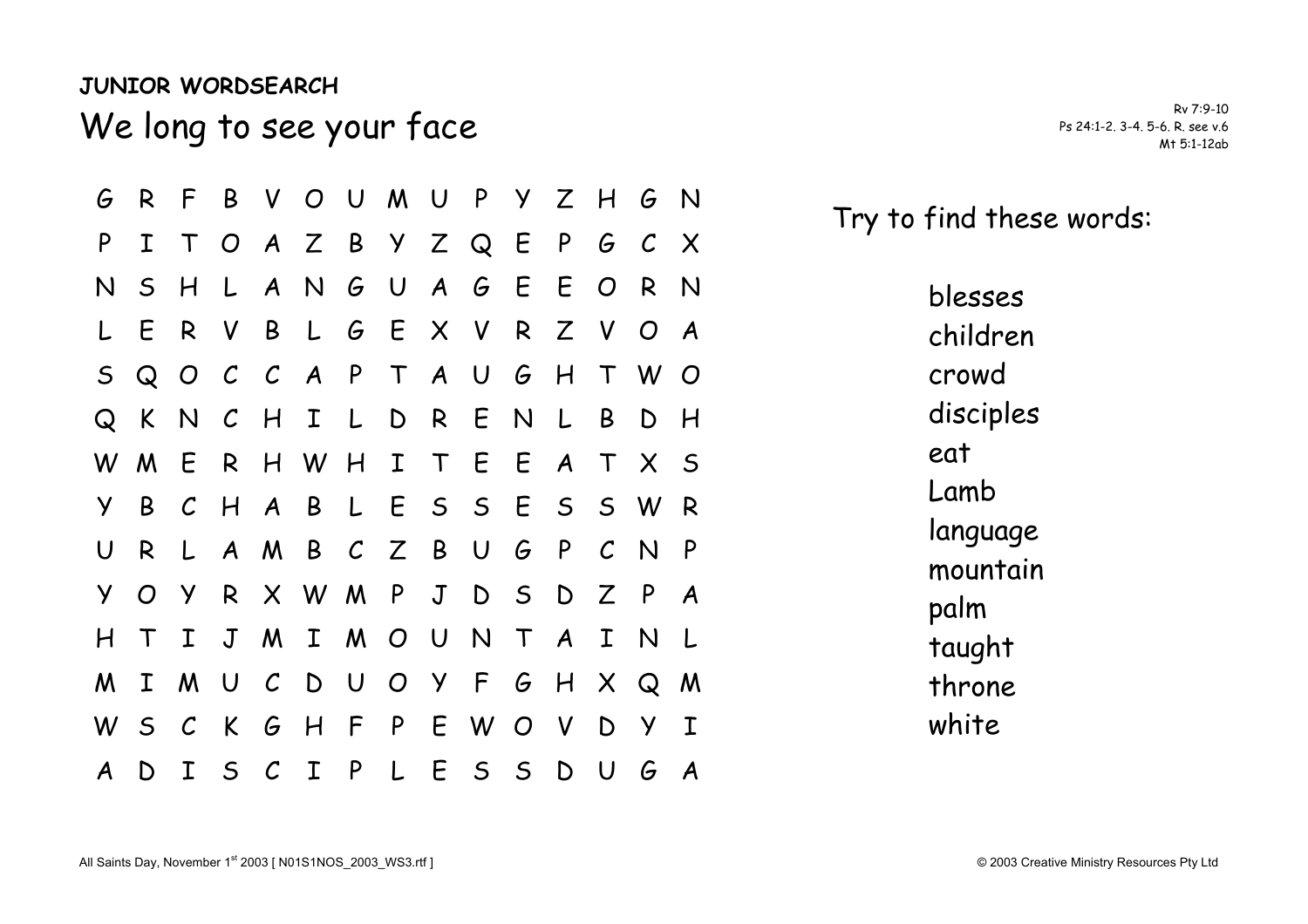**JUNIOR WORDSEARCH**

# We long to see your face

Rv 7:9-10
Ps 24:1-2. 3-4. 5-6. R. see v.6
Mt 5:1-12ab

| | | | | | | | | | | | | | | |
|---|---|---|---|---|---|---|---|---|---|---|---|---|---|---|
| G | R | F | B | V | O | U | M | U | P | Y | Z | H | G | N |
| P | I | T | O | A | Z | B | Y | Z | Q | E | P | G | C | X |
| N | S | H | L | A | N | G | U | A | G | E | E | O | R | N |
| L | E | R | V | B | L | G | E | X | V | R | Z | V | O | A |
| S | Q | O | C | C | A | P | T | A | U | G | H | T | W | O |
| Q | K | N | C | H | I | L | D | R | E | N | L | B | D | H |
| W | M | E | R | H | W | H | I | T | E | E | A | T | X | S |
| Y | B | C | H | A | B | L | E | S | S | E | S | S | W | R |
| U | R | L | A | M | B | C | Z | B | U | G | P | C | N | P |
| Y | O | Y | R | X | W | M | P | J | D | S | D | Z | P | A |
| H | T | I | J | M | I | M | O | U | N | T | A | I | N | L |
| M | I | M | U | C | D | U | O | Y | F | G | H | X | Q | M |
| W | S | C | K | G | H | F | P | E | W | O | V | D | Y | I |
| A | D | I | S | C | I | P | L | E | S | S | D | U | G | A |

Try to find these words:

- blesses
- children
- crowd
- disciples
- eat
- Lamb
- language
- mountain
- palm
- taught
- throne
- white

All Saints Day, November 1st 2003 [ N01S1NOS_2003_WS3.rtf ]

© 2003 Creative Ministry Resources Pty Ltd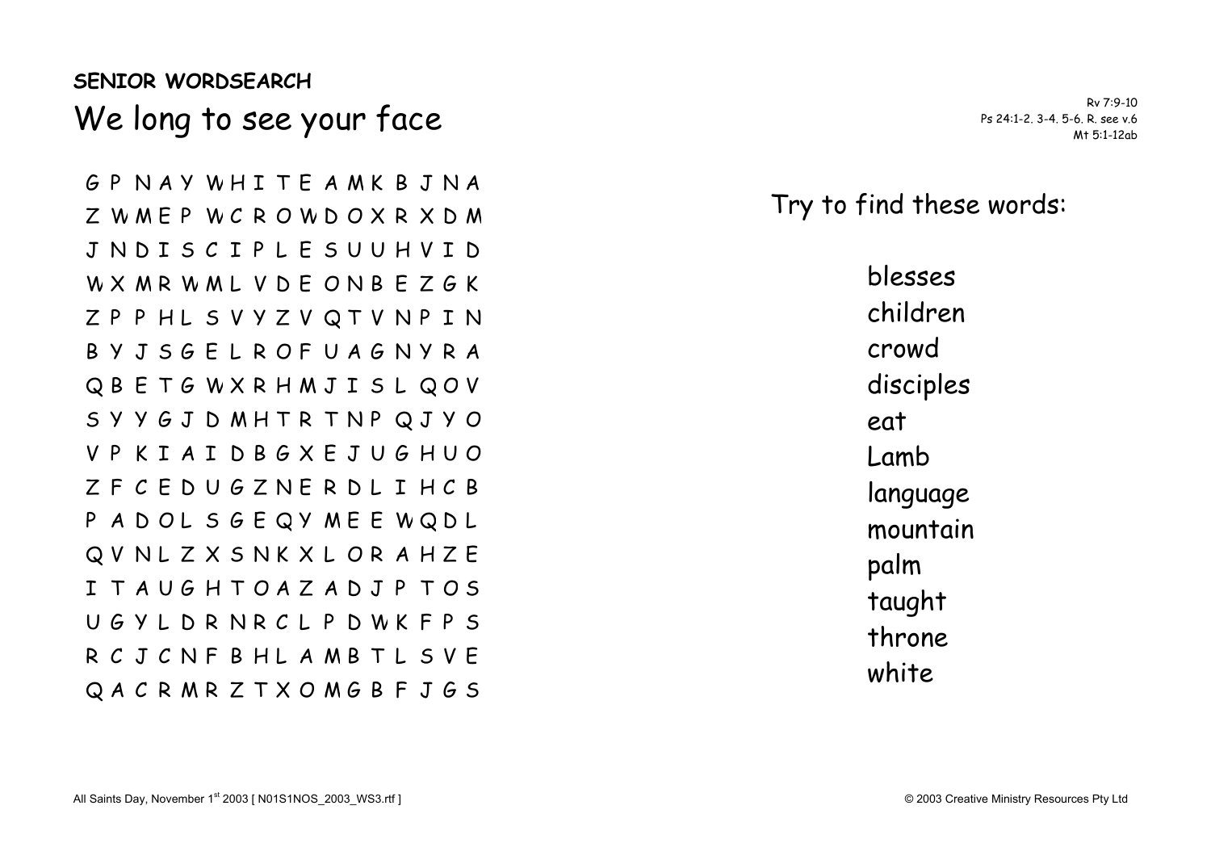**SENIOR WORDSEARCH**

# We long to see your face

Rv 7:9-10
Ps 24:1-2. 3-4. 5-6. R. see v.6
Mt 5:1-12ab

```
G P N A Y W H I T E A M K B J N A
Z W M E P W C R O W D O X R X D M
J N D I S C I P L E S U U H V I D
W X M R W M L V D E O N B E Z G K
Z P P H L S V Y Z V Q T V N P I N
B Y J S G E L R O F U A G N Y R A
Q B E T G W X R H M J I S L Q O V
S Y Y G J D M H T R T N P Q J Y O
V P K I A I D B G X E J U G H U O
Z F C E D U G Z N E R D L I H C B
P A D O L S G E Q Y M E E W Q D L
Q V N L Z X S N K X L O R A H Z E
I T A U G H T O A Z A D J P T O S
U G Y L D R N R C L P D W K F P S
R C J C N F B H L A M B T L S V E
Q A C R M R Z T X O M G B F J G S
```

Try to find these words:

blesses
children
crowd
disciples
eat
Lamb
language
mountain
palm
taught
throne
white

All Saints Day, November 1st 2003 [ N01S1NOS_2003_WS3.rtf ]

© 2003 Creative Ministry Resources Pty Ltd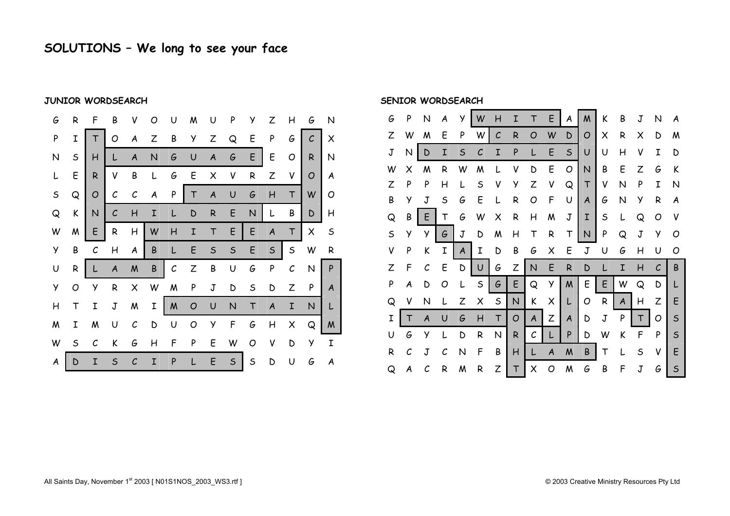# SOLUTIONS – We long to see your face

## JUNIOR WORDSEARCH

| | | | | | | | | | | | | | | |
|---|---|---|---|---|---|---|---|---|---|---|---|---|---|---|
| G | R | F | B | V | O | U | M | U | P | Y | Z | H | G | N |
| P | I | T | O | A | Z | B | Y | Z | Q | E | P | G | C | X |
| N | S | H | L | A | N | G | U | A | G | E | E | O | R | N |
| L | E | R | V | B | L | G | E | X | V | R | Z | V | O | A |
| S | Q | O | C | C | A | P | T | A | U | G | H | T | W | O |
| Q | K | N | C | H | I | L | D | R | E | N | L | B | D | H |
| W | M | E | R | H | W | H | I | T | E | E | A | T | X | S |
| Y | B | C | H | A | B | L | E | S | S | E | S | S | W | R |
| U | R | L | A | M | B | C | Z | B | U | G | P | C | N | P |
| Y | O | Y | R | X | W | M | P | J | D | S | D | Z | P | A |
| H | T | I | J | M | I | M | O | U | N | T | A | I | N | L |
| M | I | M | U | C | D | U | O | Y | F | G | H | X | Q | M |
| W | S | C | K | G | H | F | P | E | W | O | V | D | Y | I |
| A | D | I | S | C | I | P | L | E | S | S | D | U | G | A |

## SENIOR WORDSEARCH

| | | | | | | | | | | | | | | | | |
|---|---|---|---|---|---|---|---|---|---|---|---|---|---|---|---|---|
| G | P | N | A | Y | W | H | I | T | E | A | M | K | B | J | N | A |
| Z | W | M | E | P | W | C | R | O | W | D | O | X | R | X | D | M |
| J | N | D | I | S | C | I | P | L | E | S | U | U | H | V | I | D |
| W | X | M | R | W | M | L | V | D | E | O | N | B | E | Z | G | K |
| Z | P | P | H | L | S | V | Y | Z | V | Q | T | V | N | P | I | N |
| B | Y | J | S | G | E | L | R | O | F | U | A | G | N | Y | R | A |
| Q | B | E | T | G | W | X | R | H | M | J | I | S | L | Q | O | V |
| S | Y | Y | G | J | D | M | H | T | R | T | N | P | Q | J | Y | O |
| V | P | K | I | A | I | D | B | G | X | E | J | U | G | H | U | O |
| Z | F | C | E | D | U | G | Z | N | E | R | D | L | I | H | C | B |
| P | A | D | O | L | S | G | E | Q | Y | M | E | E | W | Q | D | L |
| Q | V | N | L | Z | X | S | N | K | X | L | O | R | A | H | Z | E |
| I | T | A | U | G | H | T | O | A | Z | A | D | J | P | T | O | S |
| U | G | Y | L | D | R | N | R | C | L | P | D | W | K | F | P | S |
| R | C | J | C | N | F | B | H | L | A | M | B | T | L | S | V | E |
| Q | A | C | R | M | R | Z | T | X | O | M | G | B | F | J | G | S |

All Saints Day, November 1st 2003 [ N01S1NOS_2003_WS3.rtf ]

© 2003 Creative Ministry Resources Pty Ltd